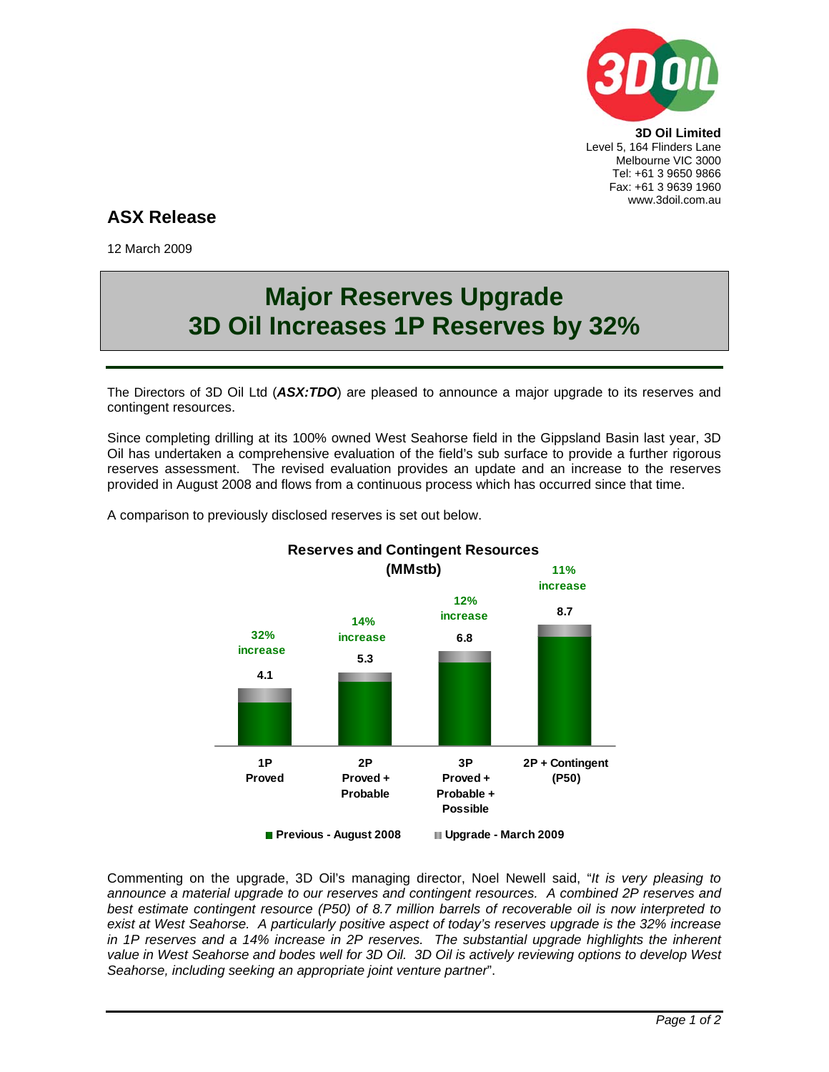**3D Oil Limited**
Level 5, 164 Flinders Lane
Melbourne VIC 3000
Tel: +61 3 9650 9866
Fax: +61 3 9639 1960
www.3doil.com.au

## ASX Release

12 March 2009

# Major Reserves Upgrade
# 3D Oil Increases 1P Reserves by 32%

The Directors of 3D Oil Ltd (***ASX:TDO***) are pleased to announce a major upgrade to its reserves and contingent resources.

Since completing drilling at its 100% owned West Seahorse field in the Gippsland Basin last year, 3D Oil has undertaken a comprehensive evaluation of the field's sub surface to provide a further rigorous reserves assessment. The revised evaluation provides an update and an increase to the reserves provided in August 2008 and flows from a continuous process which has occurred since that time.

A comparison to previously disclosed reserves is set out below.

**Reserves and Contingent Resources (MMstb)**

| Category | Total (MMstb) | Increase |
|---|---|---|
| 1P Proved | 4.1 | 32% increase |
| 2P Proved + Probable | 5.3 | 14% increase |
| 3P Proved + Probable + Possible | 6.8 | 12% increase |
| 2P + Contingent (P50) | 8.7 | 11% increase |

Previous - August 2008 | Upgrade - March 2009

Commenting on the upgrade, 3D Oil's managing director, Noel Newell said, "*It is very pleasing to announce a material upgrade to our reserves and contingent resources. A combined 2P reserves and best estimate contingent resource (P50) of 8.7 million barrels of recoverable oil is now interpreted to exist at West Seahorse. A particularly positive aspect of today's reserves upgrade is the 32% increase in 1P reserves and a 14% increase in 2P reserves. The substantial upgrade highlights the inherent value in West Seahorse and bodes well for 3D Oil. 3D Oil is actively reviewing options to develop West Seahorse, including seeking an appropriate joint venture partner*".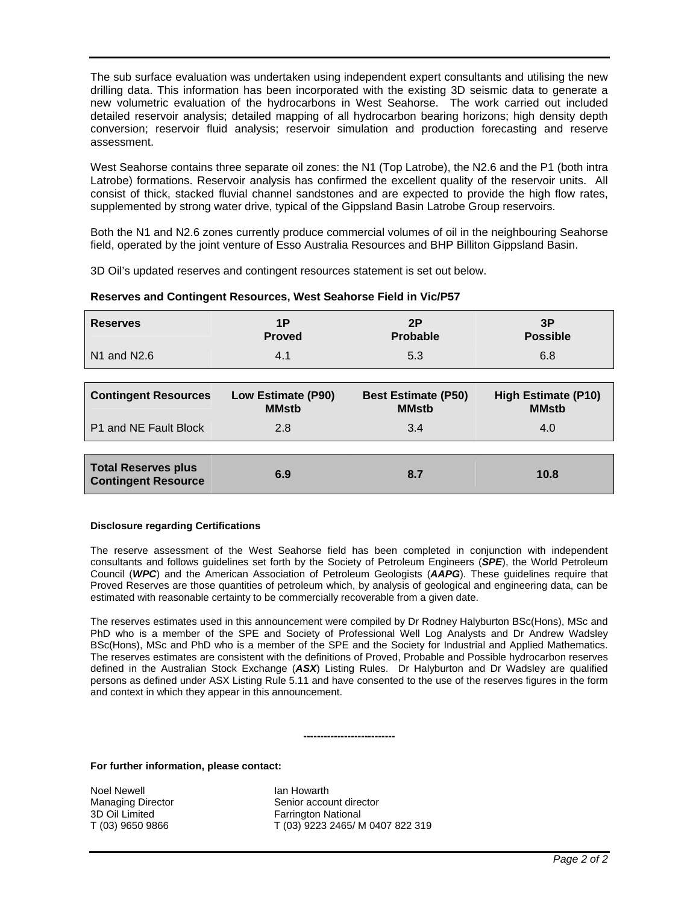The sub surface evaluation was undertaken using independent expert consultants and utilising the new drilling data. This information has been incorporated with the existing 3D seismic data to generate a new volumetric evaluation of the hydrocarbons in West Seahorse. The work carried out included detailed reservoir analysis; detailed mapping of all hydrocarbon bearing horizons; high density depth conversion; reservoir fluid analysis; reservoir simulation and production forecasting and reserve assessment.

West Seahorse contains three separate oil zones: the N1 (Top Latrobe), the N2.6 and the P1 (both intra Latrobe) formations. Reservoir analysis has confirmed the excellent quality of the reservoir units. All consist of thick, stacked fluvial channel sandstones and are expected to provide the high flow rates, supplemented by strong water drive, typical of the Gippsland Basin Latrobe Group reservoirs.

Both the N1 and N2.6 zones currently produce commercial volumes of oil in the neighbouring Seahorse field, operated by the joint venture of Esso Australia Resources and BHP Billiton Gippsland Basin.

3D Oil's updated reserves and contingent resources statement is set out below.

**Reserves and Contingent Resources, West Seahorse Field in Vic/P57**

| **Reserves** | **1P Proved** | **2P Probable** | **3P Possible** |
|---|---|---|---|
| N1 and N2.6 | 4.1 | 5.3 | 6.8 |

| **Contingent Resources** | **Low Estimate (P90) MMstb** | **Best Estimate (P50) MMstb** | **High Estimate (P10) MMstb** |
|---|---|---|---|
| P1 and NE Fault Block | 2.8 | 3.4 | 4.0 |

| | | | |
|---|---|---|---|
| **Total Reserves plus Contingent Resource** | **6.9** | **8.7** | **10.8** |

#### Disclosure regarding Certifications

The reserve assessment of the West Seahorse field has been completed in conjunction with independent consultants and follows guidelines set forth by the Society of Petroleum Engineers (***SPE***), the World Petroleum Council (***WPC***) and the American Association of Petroleum Geologists (***AAPG***). These guidelines require that Proved Reserves are those quantities of petroleum which, by analysis of geological and engineering data, can be estimated with reasonable certainty to be commercially recoverable from a given date.

The reserves estimates used in this announcement were compiled by Dr Rodney Halyburton BSc(Hons), MSc and PhD who is a member of the SPE and Society of Professional Well Log Analysts and Dr Andrew Wadsley BSc(Hons), MSc and PhD who is a member of the SPE and the Society for Industrial and Applied Mathematics. The reserves estimates are consistent with the definitions of Proved, Probable and Possible hydrocarbon reserves defined in the Australian Stock Exchange (***ASX***) Listing Rules. Dr Halyburton and Dr Wadsley are qualified persons as defined under ASX Listing Rule 5.11 and have consented to the use of the reserves figures in the form and context in which they appear in this announcement.

---------------------------

**For further information, please contact:**

Noel Newell
Managing Director
3D Oil Limited
T (03) 9650 9866

Ian Howarth
Senior account director
Farrington National
T (03) 9223 2465/ M 0407 822 319